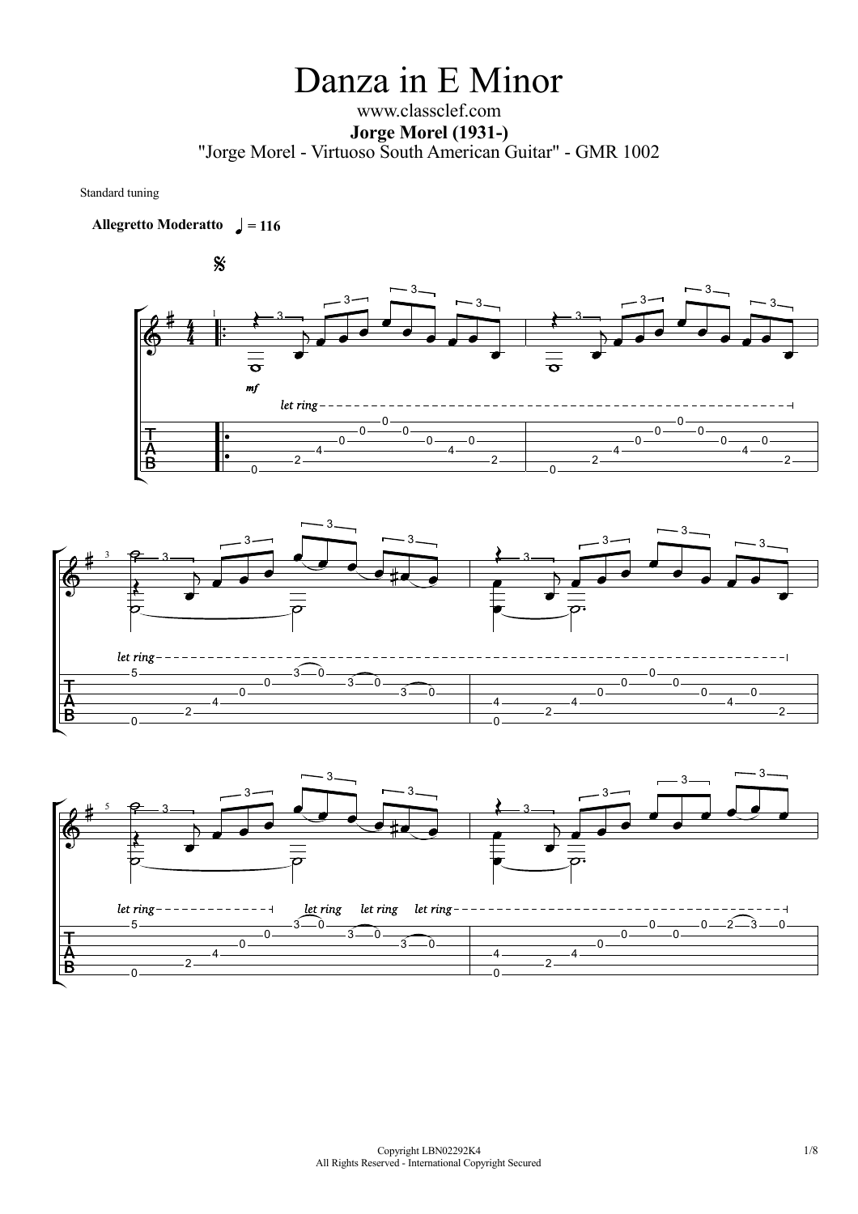# Danza in E Minor

www.classclef.com

**Jorge Morel (1931-)**

"Jorge Morel - Virtuoso South American Guitar" - GMR 1002

Standard tuning

**Allegretto Moderatto** ♩ = 116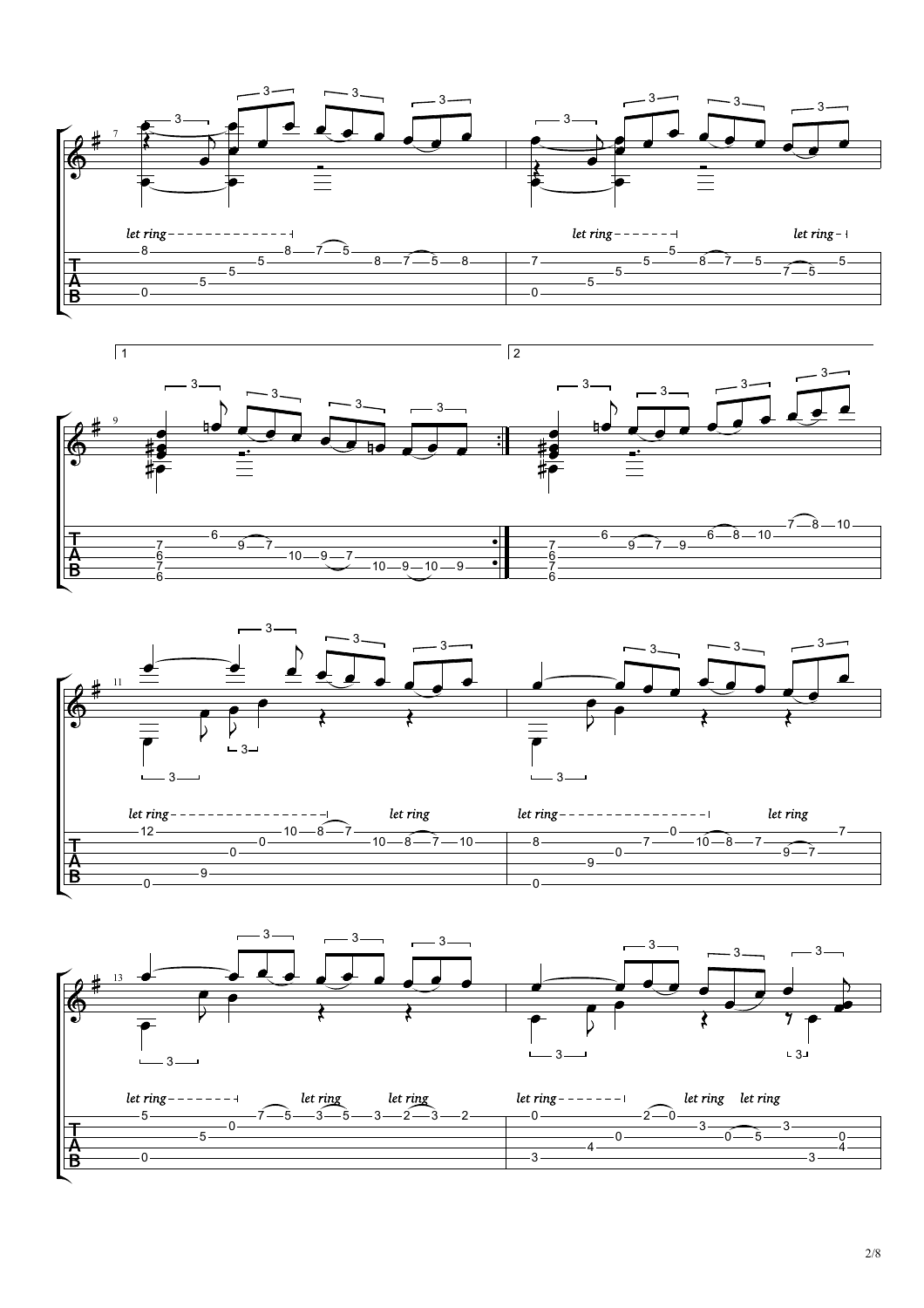*let ring*

*let ring* *let ring*

1

2

*let ring* *let ring*

*let ring* *let ring*

*let ring* *let ring* *let ring*

*let ring* *let ring* *let ring*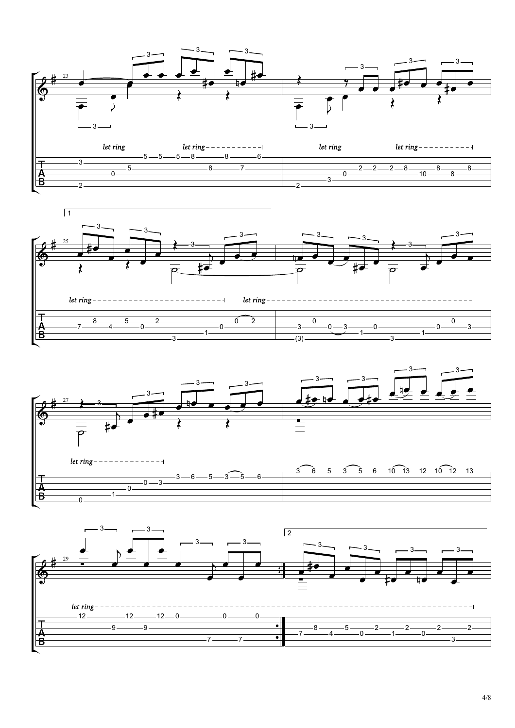23

*let ring* *let ring*

*let ring* *let ring*

1

25

*let ring* *let ring*

27

*let ring*

29

*let ring*

2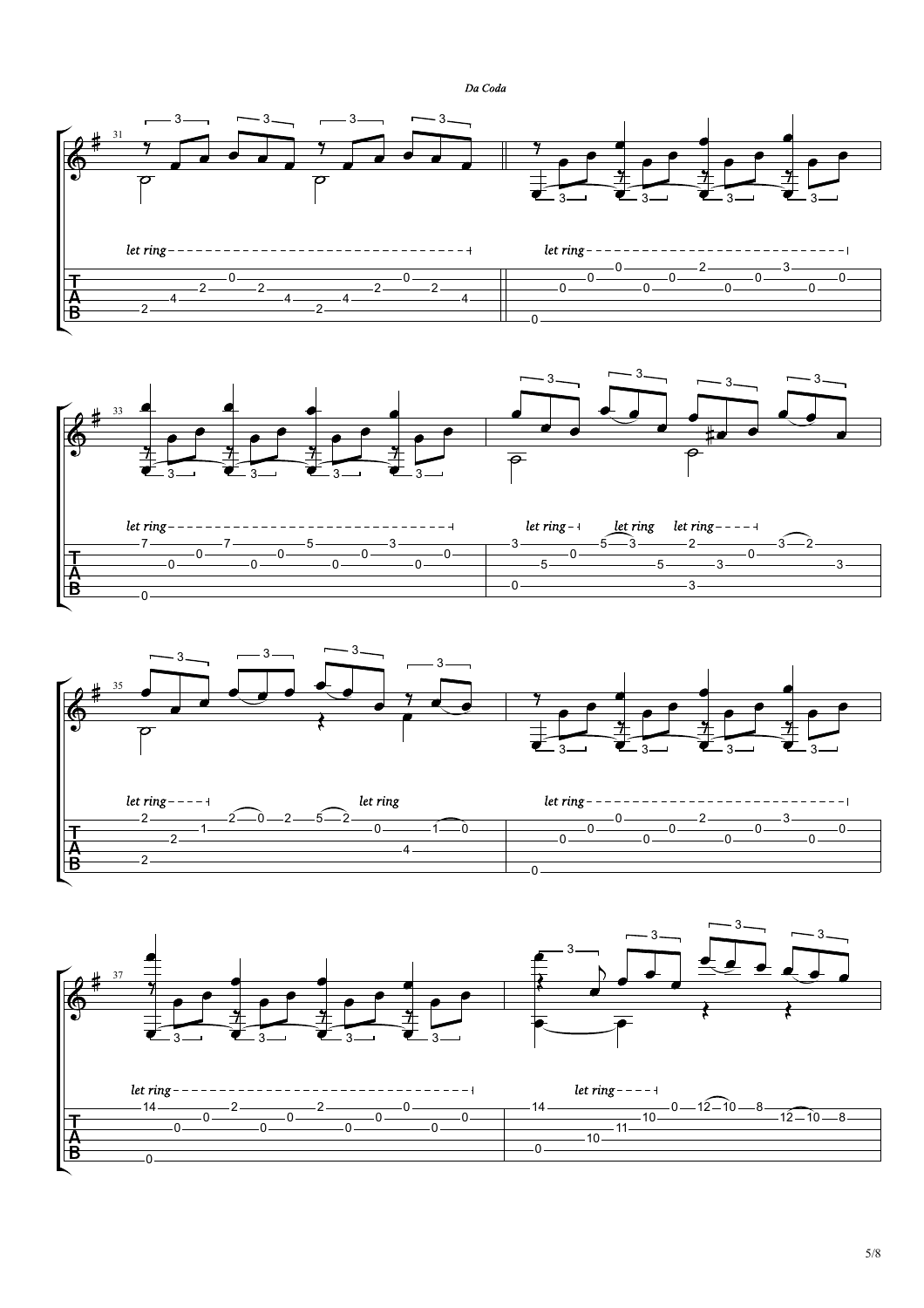*Da Coda*

*let ring*

*let ring*

*let ring*

*let ring*

*let ring*

*let ring*

*let ring*

*let ring*

*let ring*

*let ring*

*let ring*

*let ring*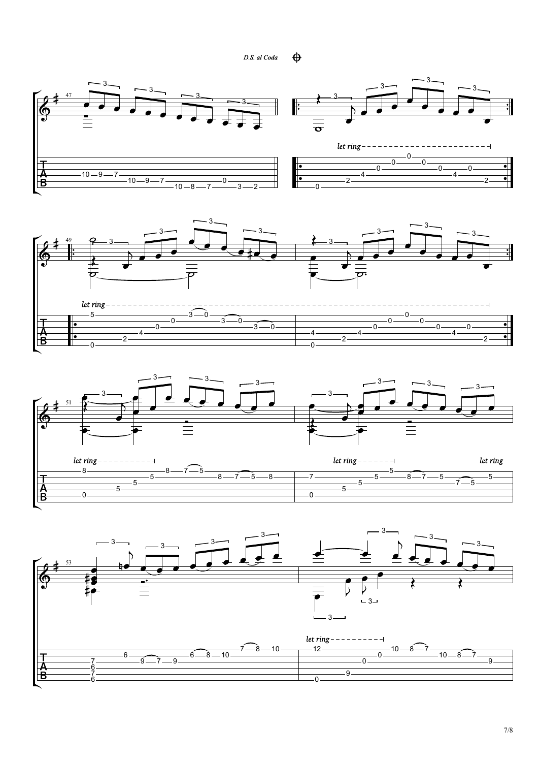*D.S. al Coda*